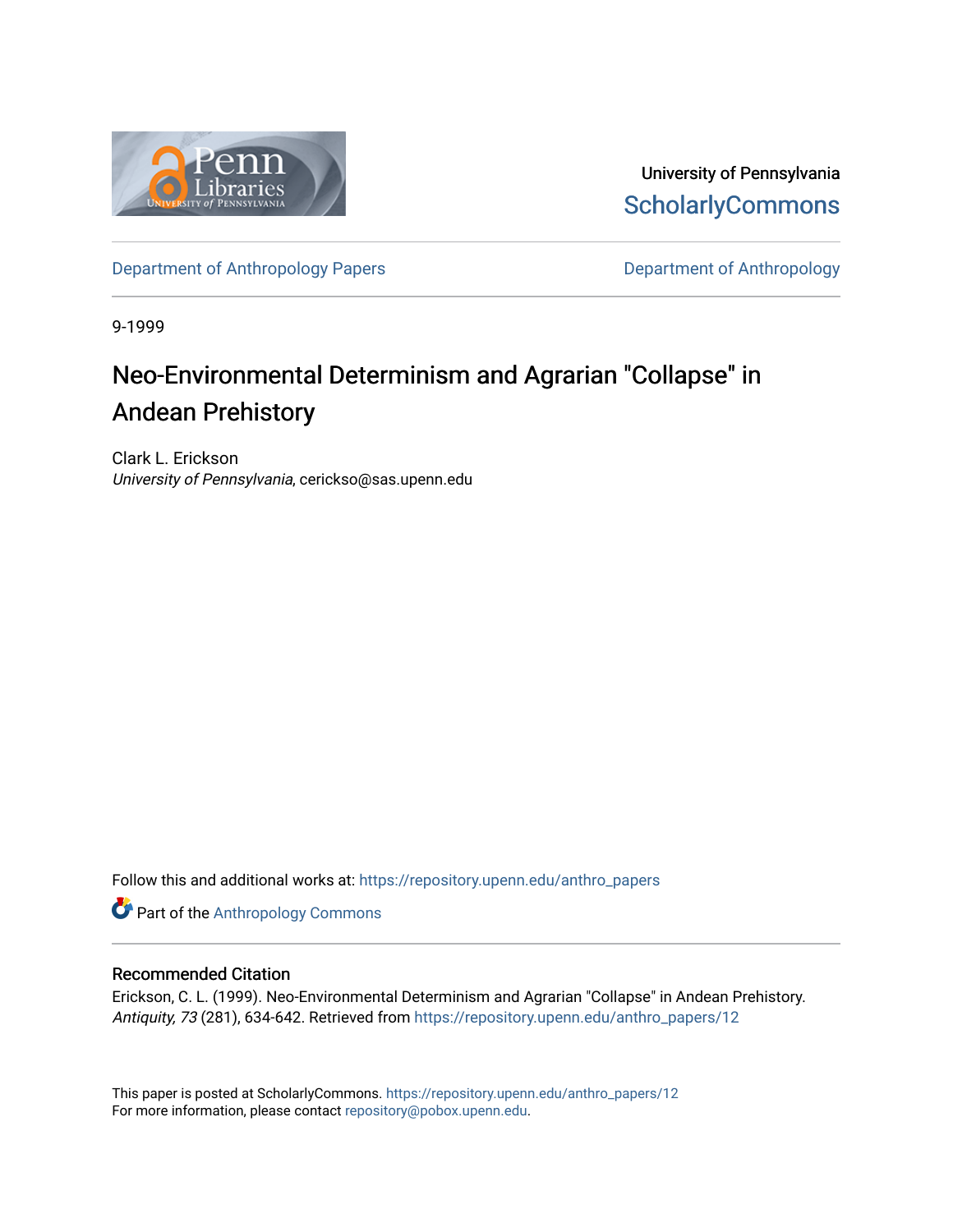University of Pennsylvania
ScholarlyCommons

Department of Anthropology Papers | Department of Anthropology

9-1999

# Neo-Environmental Determinism and Agrarian "Collapse" in Andean Prehistory

Clark L. Erickson
*University of Pennsylvania*, cerickso@sas.upenn.edu

Follow this and additional works at: https://repository.upenn.edu/anthro_papers

Part of the Anthropology Commons

## Recommended Citation

Erickson, C. L. (1999). Neo-Environmental Determinism and Agrarian "Collapse" in Andean Prehistory. *Antiquity, 73* (281), 634-642. Retrieved from https://repository.upenn.edu/anthro_papers/12

This paper is posted at ScholarlyCommons. https://repository.upenn.edu/anthro_papers/12
For more information, please contact repository@pobox.upenn.edu.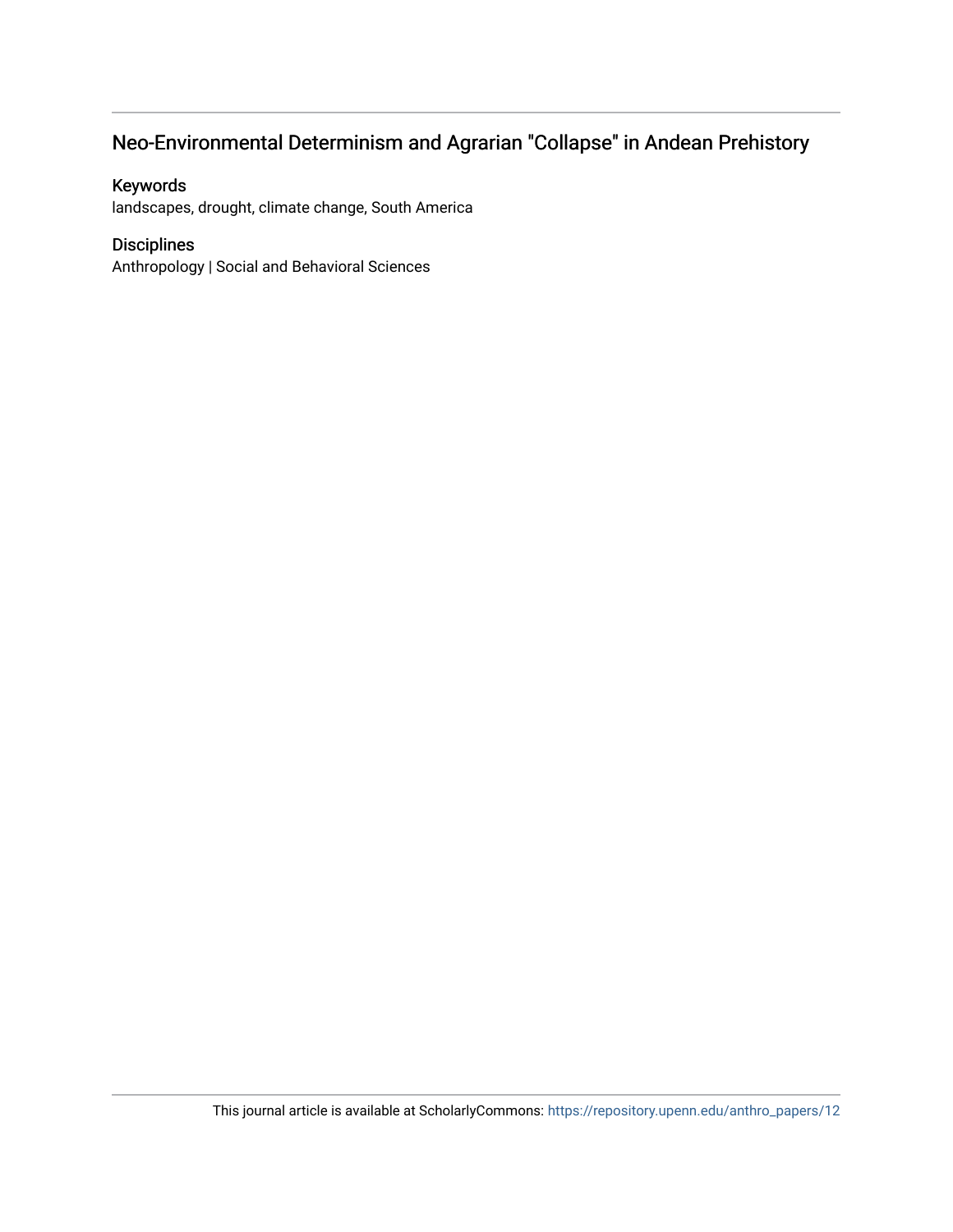## Neo-Environmental Determinism and Agrarian "Collapse" in Andean Prehistory

### Keywords

landscapes, drought, climate change, South America

### Disciplines

Anthropology | Social and Behavioral Sciences

This journal article is available at ScholarlyCommons: https://repository.upenn.edu/anthro_papers/12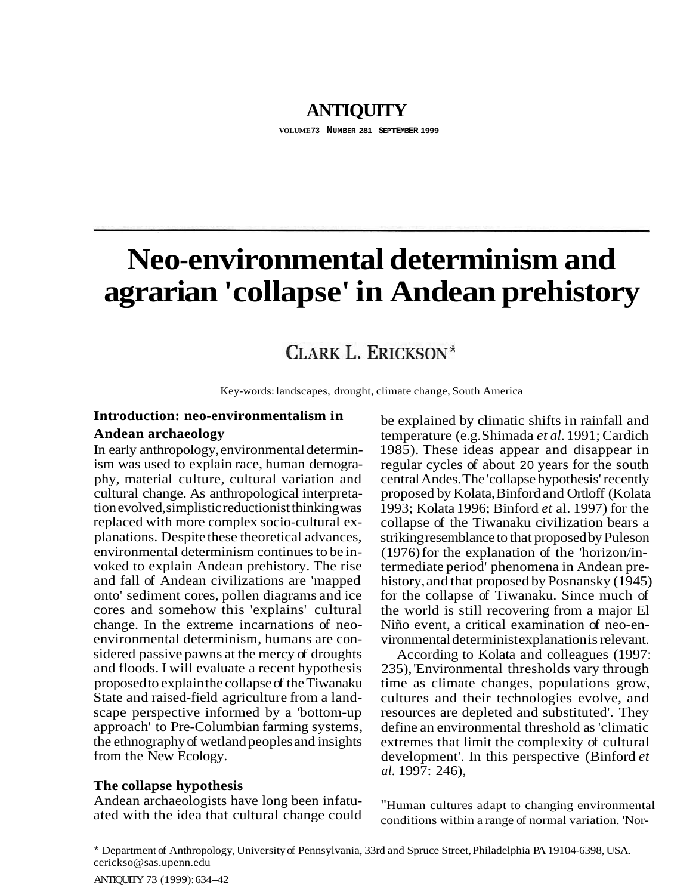# ANTIQUITY

VOLUME 73 NUMBER 281 SEPTEMBER 1999

# Neo-environmental determinism and agrarian 'collapse' in Andean prehistory

## CLARK L. ERICKSON*

Key-words: landscapes, drought, climate change, South America

### Introduction: neo-environmentalism in Andean archaeology

In early anthropology, environmental determinism was used to explain race, human demography, material culture, cultural variation and cultural change. As anthropological interpretation evolved, simplistic reductionist thinking was replaced with more complex socio-cultural explanations. Despite these theoretical advances, environmental determinism continues to be invoked to explain Andean prehistory. The rise and fall of Andean civilizations are 'mapped onto' sediment cores, pollen diagrams and ice cores and somehow this 'explains' cultural change. In the extreme incarnations of neo-environmental determinism, humans are considered passive pawns at the mercy of droughts and floods. I will evaluate a recent hypothesis proposed to explain the collapse of the Tiwanaku State and raised-field agriculture from a landscape perspective informed by a 'bottom-up approach' to Pre-Columbian farming systems, the ethnography of wetland peoples and insights from the New Ecology.

### The collapse hypothesis

Andean archaeologists have long been infatuated with the idea that cultural change could be explained by climatic shifts in rainfall and temperature (e.g. Shimada *et al.* 1991; Cardich 1985). These ideas appear and disappear in regular cycles of about 20 years for the south central Andes. The 'collapse hypothesis' recently proposed by Kolata, Binford and Ortloff (Kolata 1993; Kolata 1996; Binford *et* al. 1997) for the collapse of the Tiwanaku civilization bears a striking resemblance to that proposed by Puleson (1976) for the explanation of the 'horizon/intermediate period' phenomena in Andean prehistory, and that proposed by Posnansky (1945) for the collapse of Tiwanaku. Since much of the world is still recovering from a major El Niño event, a critical examination of neo-environmental determinist explanation is relevant.

According to Kolata and colleagues (1997: 235), 'Environmental thresholds vary through time as climate changes, populations grow, cultures and their technologies evolve, and resources are depleted and substituted'. They define an environmental threshold as 'climatic extremes that limit the complexity of cultural development'. In this perspective (Binford *et al.* 1997: 246),

"Human cultures adapt to changing environmental conditions within a range of normal variation. 'Nor-

* Department of Anthropology, University of Pennsylvania, 33rd and Spruce Street, Philadelphia PA 19104-6398, USA. cerickso@sas.upenn.edu

ANTIQUITY 73 (1999): 634–42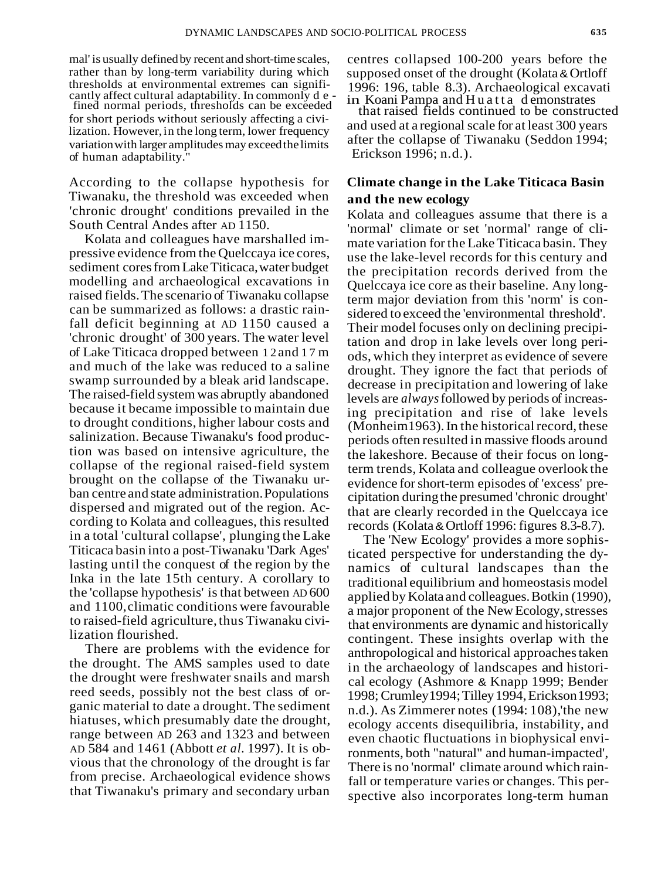mal' is usually defined by recent and short-time scales, rather than by long-term variability during which thresholds at environmental extremes can significantly affect cultural adaptability. In commonly defined normal periods, thresholds can be exceeded for short periods without seriously affecting a civilization. However, in the long term, lower frequency variation with larger amplitudes may exceed the limits of human adaptability."

According to the collapse hypothesis for Tiwanaku, the threshold was exceeded when 'chronic drought' conditions prevailed in the South Central Andes after AD 1150.

Kolata and colleagues have marshalled impressive evidence from the Quelccaya ice cores, sediment cores from Lake Titicaca, water budget modelling and archaeological excavations in raised fields. The scenario of Tiwanaku collapse can be summarized as follows: a drastic rainfall deficit beginning at AD 1150 caused a 'chronic drought' of 300 years. The water level of Lake Titicaca dropped between 12 and 17 m and much of the lake was reduced to a saline swamp surrounded by a bleak arid landscape. The raised-field system was abruptly abandoned because it became impossible to maintain due to drought conditions, higher labour costs and salinization. Because Tiwanaku's food production was based on intensive agriculture, the collapse of the regional raised-field system brought on the collapse of the Tiwanaku urban centre and state administration. Populations dispersed and migrated out of the region. According to Kolata and colleagues, this resulted in a total 'cultural collapse', plunging the Lake Titicaca basin into a post-Tiwanaku 'Dark Ages' lasting until the conquest of the region by the Inka in the late 15th century. A corollary to the 'collapse hypothesis' is that between AD 600 and 1100, climatic conditions were favourable to raised-field agriculture, thus Tiwanaku civilization flourished.

There are problems with the evidence for the drought. The AMS samples used to date the drought were freshwater snails and marsh reed seeds, possibly not the best class of organic material to date a drought. The sediment hiatuses, which presumably date the drought, range between AD 263 and 1323 and between AD 584 and 1461 (Abbott *et al*. 1997). It is obvious that the chronology of the drought is far from precise. Archaeological evidence shows that Tiwanaku's primary and secondary urban centres collapsed 100-200 years before the supposed onset of the drought (Kolata & Ortloff 1996: 196, table 8.3). Archaeological excavati in Koani Pampa and Huatta demonstrates that raised fields continued to be constructed and used at a regional scale for at least 300 years after the collapse of Tiwanaku (Seddon 1994; Erickson 1996; n.d.).

## Climate change in the Lake Titicaca Basin and the new ecology

Kolata and colleagues assume that there is a 'normal' climate or set 'normal' range of climate variation for the Lake Titicaca basin. They use the lake-level records for this century and the precipitation records derived from the Quelccaya ice core as their baseline. Any long-term major deviation from this 'norm' is considered to exceed the 'environmental threshold'. Their model focuses only on declining precipitation and drop in lake levels over long periods, which they interpret as evidence of severe drought. They ignore the fact that periods of decrease in precipitation and lowering of lake levels are *always* followed by periods of increasing precipitation and rise of lake levels (Monheim 1963). In the historical record, these periods often resulted in massive floods around the lakeshore. Because of their focus on long-term trends, Kolata and colleague overlook the evidence for short-term episodes of 'excess' precipitation during the presumed 'chronic drought' that are clearly recorded in the Quelccaya ice records (Kolata & Ortloff 1996: figures 8.3-8.7).

The 'New Ecology' provides a more sophisticated perspective for understanding the dynamics of cultural landscapes than the traditional equilibrium and homeostasis model applied by Kolata and colleagues. Botkin (1990), a major proponent of the New Ecology, stresses that environments are dynamic and historically contingent. These insights overlap with the anthropological and historical approaches taken in the archaeology of landscapes and historical ecology (Ashmore & Knapp 1999; Bender 1998; Crumley 1994; Tilley 1994, Erickson 1993; n.d.). As Zimmerer notes (1994: 108), 'the new ecology accents disequilibria, instability, and even chaotic fluctuations in biophysical environments, both "natural" and human-impacted', There is no 'normal' climate around which rainfall or temperature varies or changes. This perspective also incorporates long-term human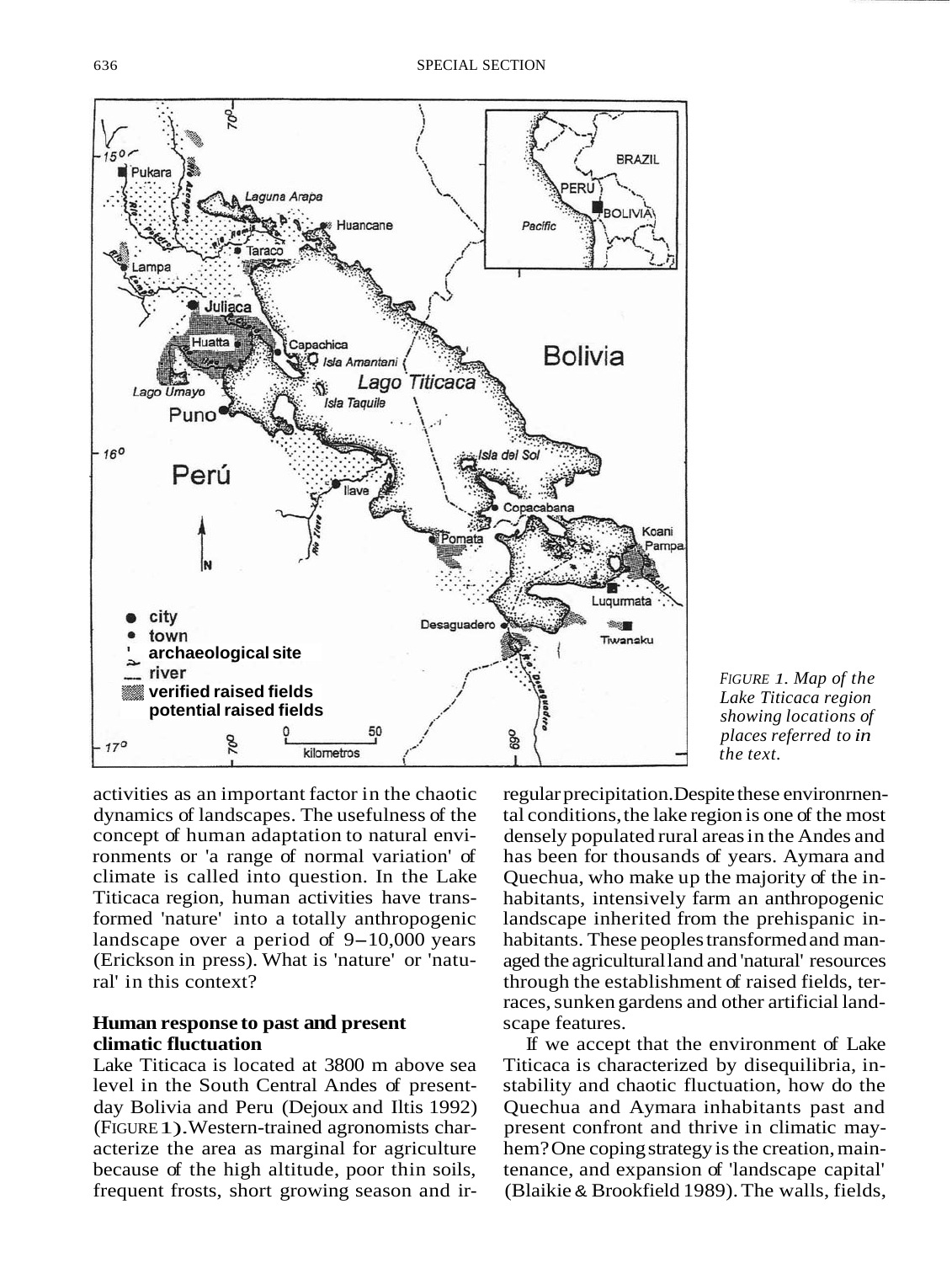FIGURE 1. Map of the Lake Titicaca region showing locations of places referred to in the text.

activities as an important factor in the chaotic dynamics of landscapes. The usefulness of the concept of human adaptation to natural environments or 'a range of normal variation' of climate is called into question. In the Lake Titicaca region, human activities have transformed 'nature' into a totally anthropogenic landscape over a period of 9–10,000 years (Erickson in press). What is 'nature' or 'natural' in this context?

## Human response to past and present climatic fluctuation

Lake Titicaca is located at 3800 m above sea level in the South Central Andes of present-day Bolivia and Peru (Dejoux and Iltis 1992) (FIGURE 1). Western-trained agronomists characterize the area as marginal for agriculture because of the high altitude, poor thin soils, frequent frosts, short growing season and irregular precipitation. Despite these environmental conditions, the lake region is one of the most densely populated rural areas in the Andes and has been for thousands of years. Aymara and Quechua, who make up the majority of the inhabitants, intensively farm an anthropogenic landscape inherited from the prehispanic inhabitants. These peoples transformed and managed the agricultural land and 'natural' resources through the establishment of raised fields, terraces, sunken gardens and other artificial landscape features.

If we accept that the environment of Lake Titicaca is characterized by disequilibria, instability and chaotic fluctuation, how do the Quechua and Aymara inhabitants past and present confront and thrive in climatic mayhem? One coping strategy is the creation, maintenance, and expansion of 'landscape capital' (Blaikie & Brookfield 1989). The walls, fields,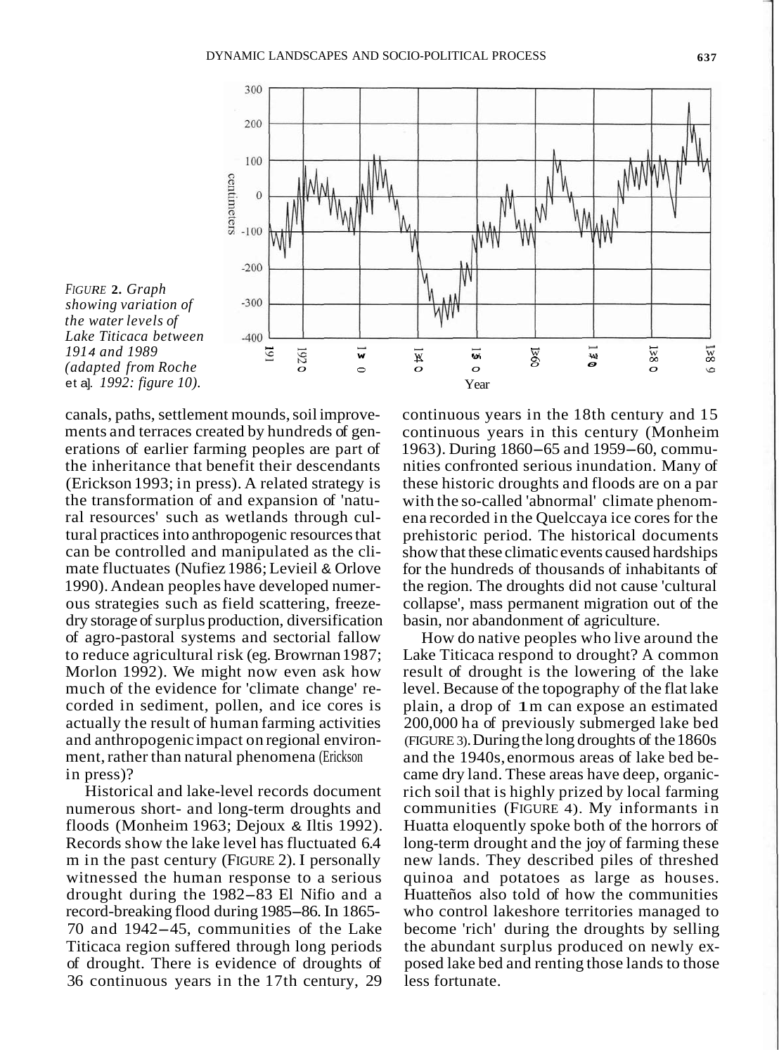FIGURE 2. *Graph showing variation of the water levels of Lake Titicaca between 1914 and 1989 (adapted from Roche* et al. *1992: figure 10).*

canals, paths, settlement mounds, soil improvements and terraces created by hundreds of generations of earlier farming peoples are part of the inheritance that benefit their descendants (Erickson 1993; in press). A related strategy is the transformation of and expansion of 'natural resources' such as wetlands through cultural practices into anthropogenic resources that can be controlled and manipulated as the climate fluctuates (Nufiez 1986; Levieil & Orlove 1990). Andean peoples have developed numerous strategies such as field scattering, freeze-dry storage of surplus production, diversification of agro-pastoral systems and sectorial fallow to reduce agricultural risk (eg. Browrnan 1987; Morlon 1992). We might now even ask how much of the evidence for 'climate change' recorded in sediment, pollen, and ice cores is actually the result of human farming activities and anthropogenic impact on regional environment, rather than natural phenomena (Erickson in press)?

Historical and lake-level records document numerous short- and long-term droughts and floods (Monheim 1963; Dejoux & Iltis 1992). Records show the lake level has fluctuated 6.4 m in the past century (FIGURE 2). I personally witnessed the human response to a serious drought during the 1982–83 El Nifio and a record-breaking flood during 1985–86. In 1865-70 and 1942–45, communities of the Lake Titicaca region suffered through long periods of drought. There is evidence of droughts of 36 continuous years in the 17th century, 29 continuous years in the 18th century and 15 continuous years in this century (Monheim 1963). During 1860–65 and 1959–60, communities confronted serious inundation. Many of these historic droughts and floods are on a par with the so-called 'abnormal' climate phenomena recorded in the Quelccaya ice cores for the prehistoric period. The historical documents show that these climatic events caused hardships for the hundreds of thousands of inhabitants of the region. The droughts did not cause 'cultural collapse', mass permanent migration out of the basin, nor abandonment of agriculture.

How do native peoples who live around the Lake Titicaca respond to drought? A common result of drought is the lowering of the lake level. Because of the topography of the flat lake plain, a drop of 1 m can expose an estimated 200,000 ha of previously submerged lake bed (FIGURE 3). During the long droughts of the 1860s and the 1940s, enormous areas of lake bed became dry land. These areas have deep, organic-rich soil that is highly prized by local farming communities (FIGURE 4). My informants in Huatta eloquently spoke both of the horrors of long-term drought and the joy of farming these new lands. They described piles of threshed quinoa and potatoes as large as houses. Huatteños also told of how the communities who control lakeshore territories managed to become 'rich' during the droughts by selling the abundant surplus produced on newly exposed lake bed and renting those lands to those less fortunate.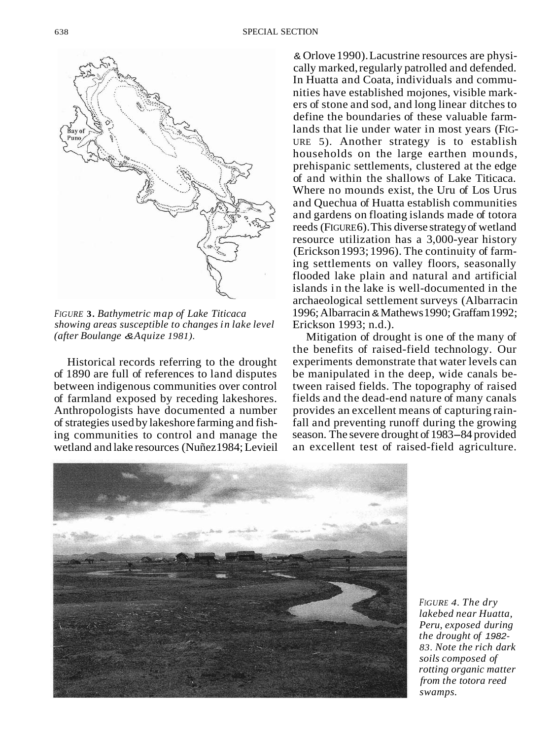*FIGURE 3. Bathymetric map of Lake Titicaca showing areas susceptible to changes in lake level (after Boulange & Aquize 1981).*

Historical records referring to the drought of 1890 are full of references to land disputes between indigenous communities over control of farmland exposed by receding lakeshores. Anthropologists have documented a number of strategies used by lakeshore farming and fishing communities to control and manage the wetland and lake resources (Nuñez 1984; Levieil & Orlove 1990). Lacustrine resources are physically marked, regularly patrolled and defended. In Huatta and Coata, individuals and communities have established mojones, visible markers of stone and sod, and long linear ditches to define the boundaries of these valuable farmlands that lie under water in most years (FIGURE 5). Another strategy is to establish households on the large earthen mounds, prehispanic settlements, clustered at the edge of and within the shallows of Lake Titicaca. Where no mounds exist, the Uru of Los Urus and Quechua of Huatta establish communities and gardens on floating islands made of totora reeds (FIGURE 6). This diverse strategy of wetland resource utilization has a 3,000-year history (Erickson 1993; 1996). The continuity of farming settlements on valley floors, seasonally flooded lake plain and natural and artificial islands in the lake is well-documented in the archaeological settlement surveys (Albarracin 1996; Albarracin & Mathews 1990; Graffam 1992; Erickson 1993; n.d.).

Mitigation of drought is one of the many of the benefits of raised-field technology. Our experiments demonstrate that water levels can be manipulated in the deep, wide canals between raised fields. The topography of raised fields and the dead-end nature of many canals provides an excellent means of capturing rainfall and preventing runoff during the growing season. The severe drought of 1983–84 provided an excellent test of raised-field agriculture.

*FIGURE 4. The dry lakebed near Huatta, Peru, exposed during the drought of 1982-83. Note the rich dark soils composed of rotting organic matter from the totora reed swamps.*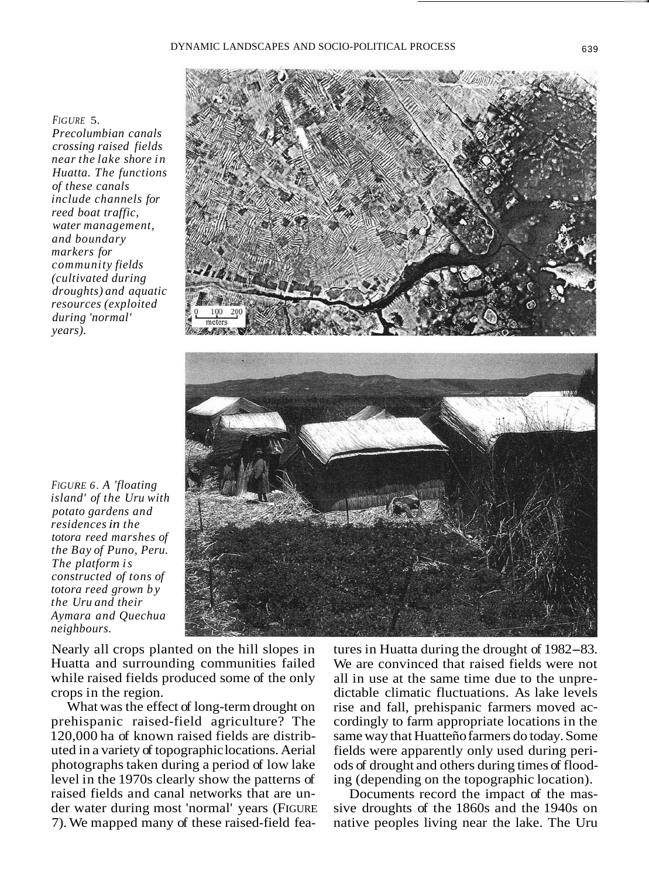*FIGURE 5. Precolumbian canals crossing raised fields near the lake shore in Huatta. The functions of these canals include channels for reed boat traffic, water management, and boundary markers for community fields (cultivated during droughts) and aquatic resources (exploited during 'normal' years).*

*FIGURE 6. A 'floating island' of the Uru with potato gardens and residences in the totora reed marshes of the Bay of Puno, Peru. The platform is constructed of tons of totora reed grown by the Uru and their Aymara and Quechua neighbours.*

Nearly all crops planted on the hill slopes in Huatta and surrounding communities failed while raised fields produced some of the only crops in the region.

What was the effect of long-term drought on prehispanic raised-field agriculture? The 120,000 ha of known raised fields are distributed in a variety of topographic locations. Aerial photographs taken during a period of low lake level in the 1970s clearly show the patterns of raised fields and canal networks that are under water during most 'normal' years (FIGURE 7). We mapped many of these raised-field features in Huatta during the drought of 1982–83. We are convinced that raised fields were not all in use at the same time due to the unpredictable climatic fluctuations. As lake levels rise and fall, prehispanic farmers moved accordingly to farm appropriate locations in the same way that Huatteño farmers do today. Some fields were apparently only used during periods of drought and others during times of flooding (depending on the topographic location).

Documents record the impact of the massive droughts of the 1860s and the 1940s on native peoples living near the lake. The Uru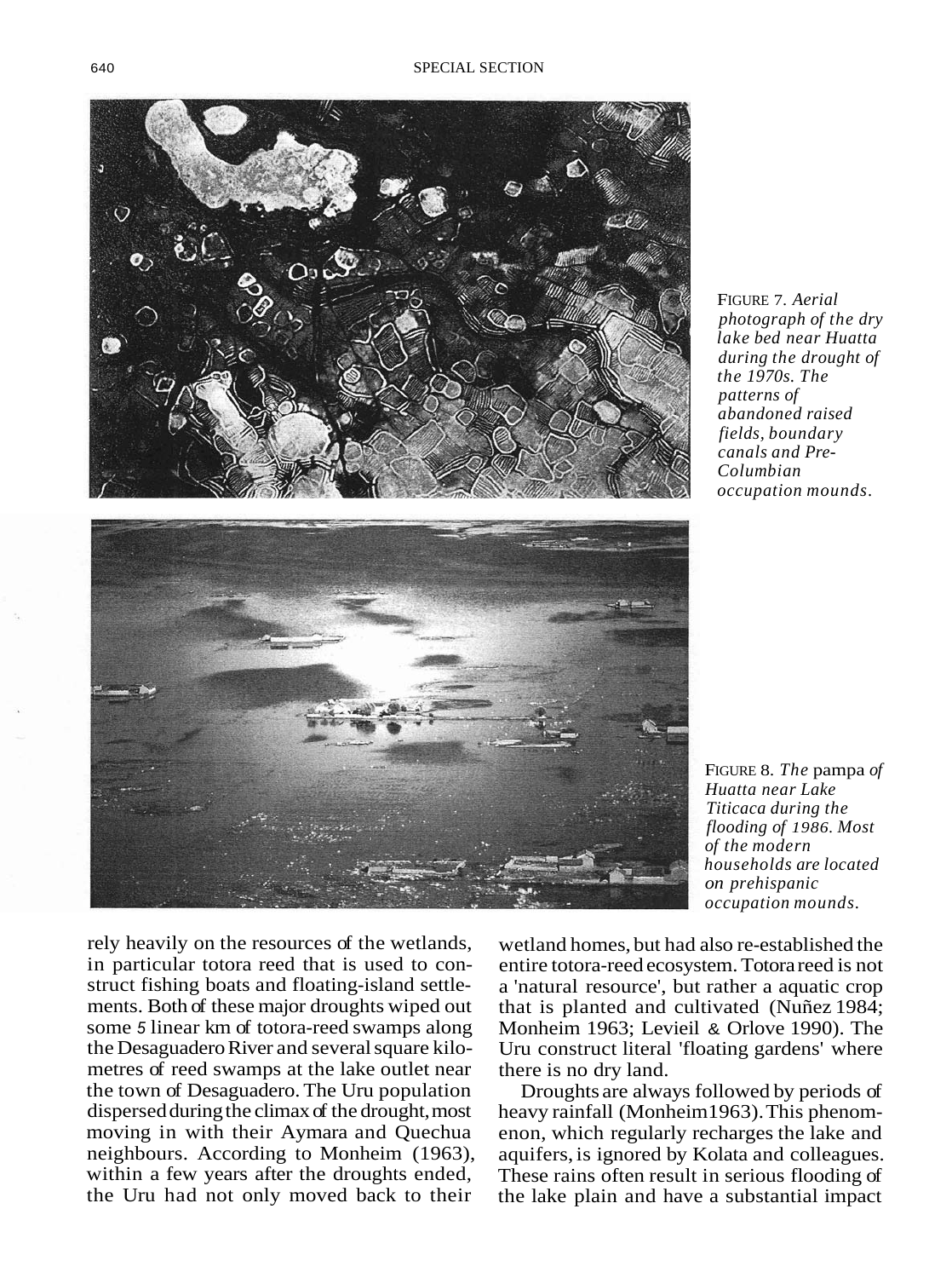FIGURE 7. *Aerial photograph of the dry lake bed near Huatta during the drought of the 1970s. The patterns of abandoned raised fields, boundary canals and Pre-Columbian occupation mounds.*

FIGURE 8. *The* pampa *of Huatta near Lake Titicaca during the flooding of 1986. Most of the modern households are located on prehispanic occupation mounds.*

rely heavily on the resources of the wetlands, in particular totora reed that is used to construct fishing boats and floating-island settlements. Both of these major droughts wiped out some 5 linear km of totora-reed swamps along the Desaguadero River and several square kilometres of reed swamps at the lake outlet near the town of Desaguadero. The Uru population dispersed during the climax of the drought, most moving in with their Aymara and Quechua neighbours. According to Monheim (1963), within a few years after the droughts ended, the Uru had not only moved back to their wetland homes, but had also re-established the entire totora-reed ecosystem. Totora reed is not a 'natural resource', but rather a aquatic crop that is planted and cultivated (Nuñez 1984; Monheim 1963; Levieil & Orlove 1990). The Uru construct literal 'floating gardens' where there is no dry land.

Droughts are always followed by periods of heavy rainfall (Monheim1963). This phenomenon, which regularly recharges the lake and aquifers, is ignored by Kolata and colleagues. These rains often result in serious flooding of the lake plain and have a substantial impact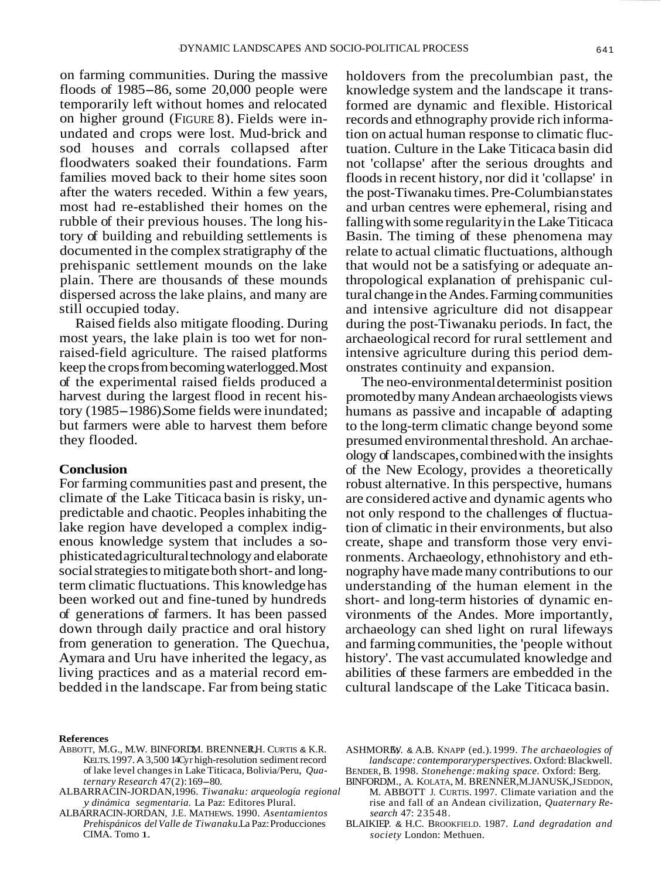on farming communities. During the massive floods of 1985–86, some 20,000 people were temporarily left without homes and relocated on higher ground (FIGURE 8). Fields were inundated and crops were lost. Mud-brick and sod houses and corrals collapsed after floodwaters soaked their foundations. Farm families moved back to their home sites soon after the waters receded. Within a few years, most had re-established their homes on the rubble of their previous houses. The long history of building and rebuilding settlements is documented in the complex stratigraphy of the prehispanic settlement mounds on the lake plain. There are thousands of these mounds dispersed across the lake plains, and many are still occupied today.

Raised fields also mitigate flooding. During most years, the lake plain is too wet for non-raised-field agriculture. The raised platforms keep the crops from becoming waterlogged. Most of the experimental raised fields produced a harvest during the largest flood in recent history (1985–1986). Some fields were inundated; but farmers were able to harvest them before they flooded.

## Conclusion

For farming communities past and present, the climate of the Lake Titicaca basin is risky, unpredictable and chaotic. Peoples inhabiting the lake region have developed a complex indigenous knowledge system that includes a sophisticated agricultural technology and elaborate social strategies to mitigate both short- and long-term climatic fluctuations. This knowledge has been worked out and fine-tuned by hundreds of generations of farmers. It has been passed down through daily practice and oral history from generation to generation. The Quechua, Aymara and Uru have inherited the legacy, as living practices and as a material record embedded in the landscape. Far from being static holdovers from the precolumbian past, the knowledge system and the landscape it transformed are dynamic and flexible. Historical records and ethnography provide rich information on actual human response to climatic fluctuation. Culture in the Lake Titicaca basin did not 'collapse' after the serious droughts and floods in recent history, nor did it 'collapse' in the post-Tiwanaku times. Pre-Columbian states and urban centres were ephemeral, rising and falling with some regularity in the Lake Titicaca Basin. The timing of these phenomena may relate to actual climatic fluctuations, although that would not be a satisfying or adequate anthropological explanation of prehispanic cultural change in the Andes. Farming communities and intensive agriculture did not disappear during the post-Tiwanaku periods. In fact, the archaeological record for rural settlement and intensive agriculture during this period demonstrates continuity and expansion.

The neo-environmental determinist position promoted by many Andean archaeologists views humans as passive and incapable of adapting to the long-term climatic change beyond some presumed environmental threshold. An archaeology of landscapes, combined with the insights of the New Ecology, provides a theoretically robust alternative. In this perspective, humans are considered active and dynamic agents who not only respond to the challenges of fluctuation of climatic in their environments, but also create, shape and transform those very environments. Archaeology, ethnohistory and ethnography have made many contributions to our understanding of the human element in the short- and long-term histories of dynamic environments of the Andes. More importantly, archaeology can shed light on rural lifeways and farming communities, the 'people without history'. The vast accumulated knowledge and abilities of these farmers are embedded in the cultural landscape of the Lake Titicaca basin.

### References

ABBOTT, M.G., M.W. BINFORD, M. BRENNER, J.H. CURTIS & K.R. KELTS. 1997. A 3,500 14C yr high-resolution sediment record of lake level changes in Lake Titicaca, Bolivia/Peru, *Quaternary Research* 47(2):169–80.

ALBARRACIN-JORDAN, 1996. *Tiwanaku: arqueología regional y dinámica segmentaria.* La Paz: Editores Plural.

ALBARRACIN-JORDAN, J.E. MATHEWS. 1990. *Asentamientos Prehispánicos del Valle de Tiwanaku.* La Paz: Producciones CIMA. Tomo 1.

ASHMORE, W. & A.B. KNAPP (ed.). 1999. *The archaeologies of landscape: contemporary perspectives.* Oxford: Blackwell.

BENDER, B. 1998. *Stonehenge: making space.* Oxford: Berg.

BINFORD, M., A. KOLATA, M. BRENNER, M. JANUSK, J SEDDON, M. ABBOTT J. CURTIS. 1997. Climate variation and the rise and fall of an Andean civilization, *Quaternary Research* 47: 23548.

BLAIKIE, P. & H.C. BROOKFIELD. 1987. *Land degradation and society* London: Methuen.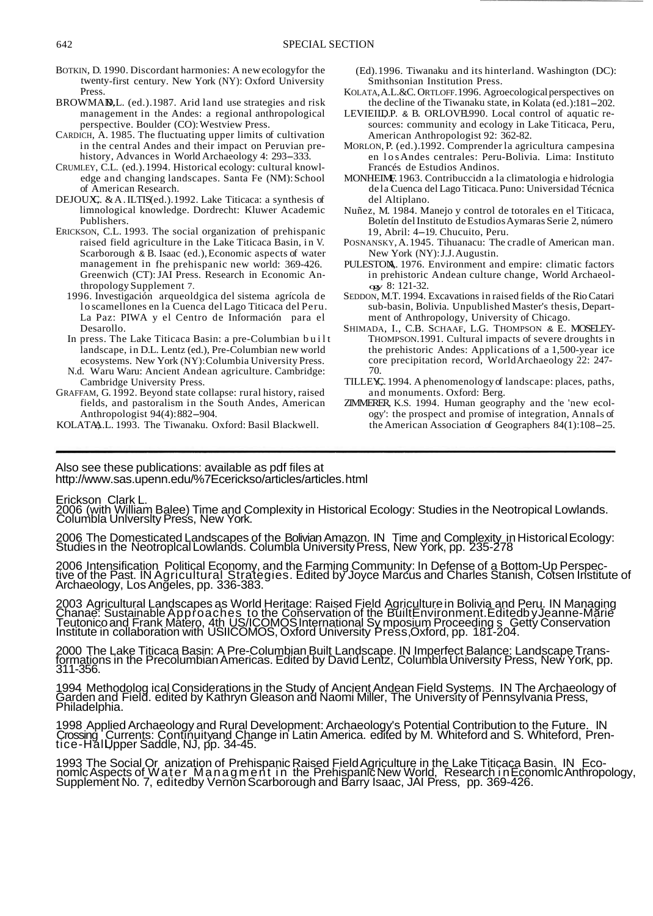BOTKIN, D. 1990. Discordant harmonies: A new ecology for the twenty-first century. New York (NY): Oxford University Press.

BROWMAN, D.L. (ed.). 1987. Arid land use strategies and risk management in the Andes: a regional anthropological perspective. Boulder (CO): Westview Press.

CARDICH, A. 1985. The fluctuating upper limits of cultivation in the central Andes and their impact on Peruvian prehistory, Advances in World Archaeology 4: 293–333.

CRUMLEY, C.L. (ed.). 1994. Historical ecology: cultural knowledge and changing landscapes. Santa Fe (NM): School of American Research.

DEJOUX, C. & A. ILTIS (ed.). 1992. Lake Titicaca: a synthesis of limnological knowledge. Dordrecht: Kluwer Academic Publishers.

ERICKSON, C.L. 1993. The social organization of prehispanic raised field agriculture in the Lake Titicaca Basin, in V. Scarborough & B. Isaac (ed.), Economic aspects of water management in fhe prehispanic new world: 369-426. Greenwich (CT): JAI Press. Research in Economic Anthropology Supplement 7.

1996. Investigación arqueoldgica del sistema agrícola de los camellones en la Cuenca del Lago Titicaca del Peru. La Paz: PIWA y el Centro de Información para el Desarollo.

In press. The Lake Titicaca Basin: a pre-Columbian built landscape, in D.L. Lentz (ed.), Pre-Columbian new world ecosystems. New York (NY): Columbia University Press.

N.d. Waru Waru: Ancient Andean agriculture. Cambridge: Cambridge University Press.

GRAFFAM, G. 1992. Beyond state collapse: rural history, raised fields, and pastoralism in the South Andes, American Anthropologist 94(4): 882–904.

KOLATA, A.L. 1993. The Tiwanaku. Oxford: Basil Blackwell.

(Ed). 1996. Tiwanaku and its hinterland. Washington (DC): Smithsonian Institution Press.

KOLATA, A.L. & C. ORTLOFF. 1996. Agroecological perspectives on the decline of the Tiwanaku state, in Kolata (ed.): 181–202.

LEVIEIL, D.P. & B. ORLOVE. 1990. Local control of aquatic resources: community and ecology in Lake Titicaca, Peru, American Anthropologist 92: 362-82.

MORLON, P. (ed.). 1992. Comprender la agricultura campesina en los Andes centrales: Peru-Bolivia. Lima: Instituto Francés de Estudios Andinos.

MONHEIM, F. 1963. Contribuccidn a la climatologia e hidrologia de la Cuenca del Lago Titicaca. Puno: Universidad Técnica del Altiplano.

Nuñez, M. 1984. Manejo y control de totorales en el Titicaca, Boletín del Instituto de Estudios Aymaras Serie 2, número 19, Abril: 4–19. Chucuito, Peru.

POSNANSKY, A. 1945. Tihuanacu: The cradle of American man. New York (NY): J.J. Augustin.

PULESTON, A. 1976. Environment and empire: climatic factors in prehistoric Andean culture change, World Archaeology 8: 121-32.

SEDDON, M.T. 1994. Excavations in raised fields of the Rio Catari sub-basin, Bolivia. Unpublished Master's thesis, Department of Anthropology, University of Chicago.

SHIMADA, I., C.B. SCHAAF, L.G. THOMPSON & E. MOSELEY-THOMPSON. 1991. Cultural impacts of severe droughts in the prehistoric Andes: Applications of a 1,500-year ice core precipitation record, World Archaeology 22: 247-70.

TILLEY, C. 1994. A phenomenology of landscape: places, paths, and monuments. Oxford: Berg.

ZIMMERER, K.S. 1994. Human geography and the 'new ecology': the prospect and promise of integration, Annals of the American Association of Geographers 84(1): 108–25.

---

Also see these publications: available as pdf files at
http://www.sas.upenn.edu/%7Ecerickso/articles/articles.html

Erickson Clark L.

2006 (with William Balee) Time and Complexity in Historical Ecology: Studies in the Neotropical Lowlands. Columbla Unlverslty Press, New York.

2006 The Domesticated Landscapes of the Bolivian Amazon. IN Time and Complexity in Historical Ecology: Studies in the Neotroplcal Lowlands. Columbla University Press, New York, pp. 235-278

2006 Intensification Political Economy, and the Farming Community: In Defense of a Bottom-Up Perspective of the Past. IN Agricultural Strategies. Edited by Joyce Marcus and Charles Stanish, Cotsen Institute of Archaeology, Los Angeles, pp. 336-383.

2003 Agricultural Landscapes as World Heritage: Raised Field Agriculture in Bolivia and Peru. IN Managing Chanae: Sustainable Approaches to the Conservation of the Built Environment. Edited by Jeanne-Marie Teutonico and Frank Matero, 4th US/ICOMOS International Sy mposium Proceeding s Getty Conservation Institute in collaboration with USIICOMOS, Oxford University Press, Oxford, pp. 181-204.

2000 The Lake Titicaca Basin: A Pre-Columbian Built Landscape. IN Imperfect Balance: Landscape Transformations in the Precolumbian Americas. Edited by David Lentz, Columbla University Press, New York, pp. 311-356.

1994 Methodolog ical Considerations in the Study of Ancient Andean Field Systems. IN The Archaeology of Garden and Field. edited by Kathryn Gleason and Naomi Miller, The University of Pennsylvania Press, Philadelphia.

1998 Applied Archaeology and Rural Development: Archaeology's Potential Contribution to the Future. IN Crossing Currents: Continuity and Change in Latin America. edited by M. Whiteford and S. Whiteford, Prentice-Hall, Upper Saddle, NJ, pp. 34-45.

1993 The Social Or anization of Prehispanic Raised Field Agriculture in the Lake Titicaca Basin. IN Economlc Aspects of Water Managment in the Prehispanlc New World, Research in Economlc Anthropology, Supplement No. 7, edited by Vernon Scarborough and Barry Isaac, JAI Press, pp. 369-426.